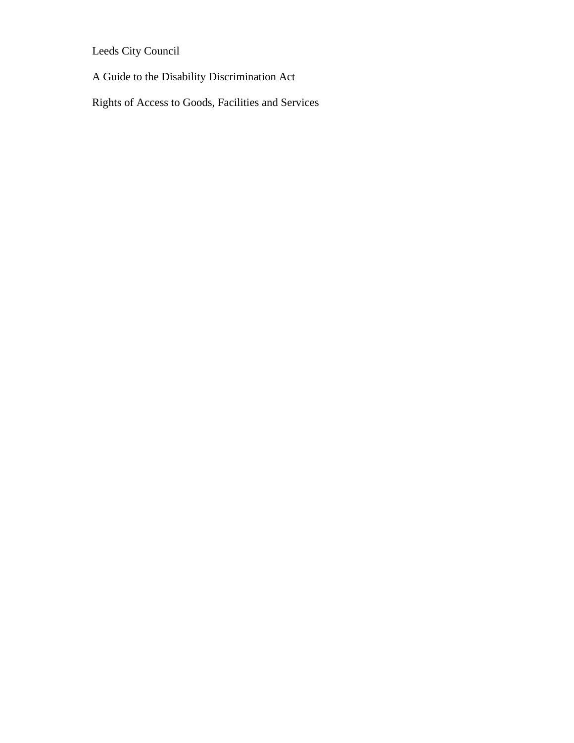Leeds City Council

A Guide to the Disability Discrimination Act

Rights of Access to Goods, Facilities and Services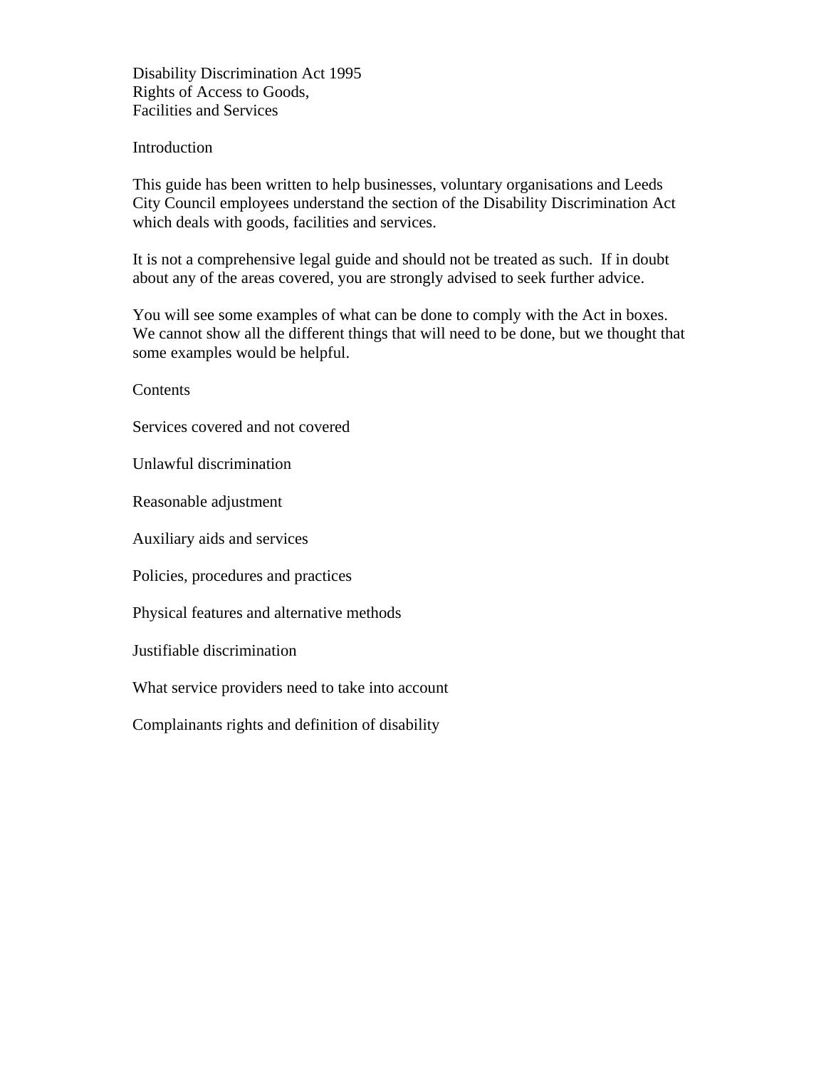# Disability Discrimination Act 1995
# Rights of Access to Goods, Facilities and Services

## Introduction

This guide has been written to help businesses, voluntary organisations and Leeds City Council employees understand the section of the Disability Discrimination Act which deals with goods, facilities and services.

It is not a comprehensive legal guide and should not be treated as such. If in doubt about any of the areas covered, you are strongly advised to seek further advice.

You will see some examples of what can be done to comply with the Act in boxes. We cannot show all the different things that will need to be done, but we thought that some examples would be helpful.

## Contents

Services covered and not covered

Unlawful discrimination

Reasonable adjustment

Auxiliary aids and services

Policies, procedures and practices

Physical features and alternative methods

Justifiable discrimination

What service providers need to take into account

Complainants rights and definition of disability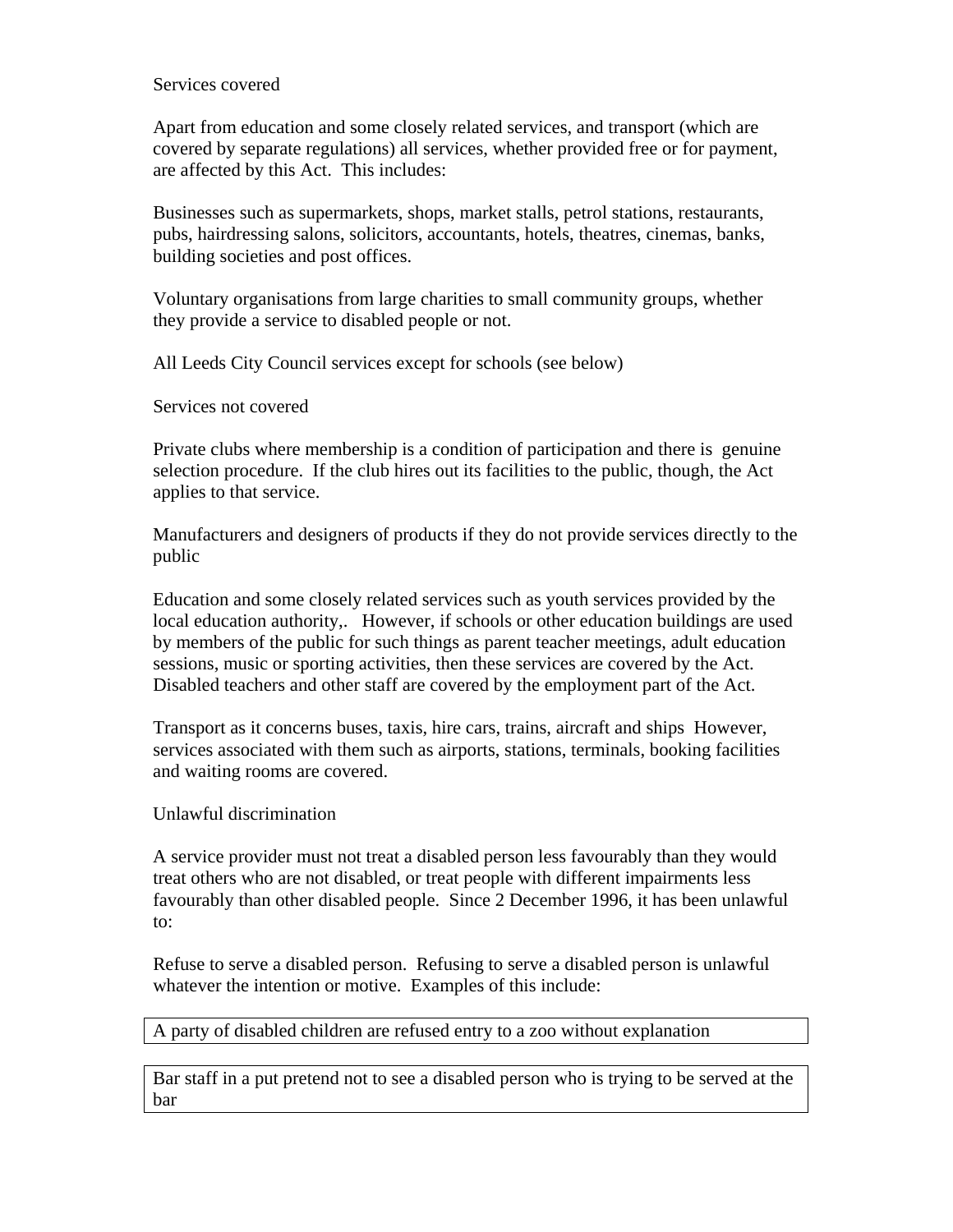## Services covered

Apart from education and some closely related services, and transport (which are covered by separate regulations) all services, whether provided free or for payment, are affected by this Act. This includes:

Businesses such as supermarkets, shops, market stalls, petrol stations, restaurants, pubs, hairdressing salons, solicitors, accountants, hotels, theatres, cinemas, banks, building societies and post offices.

Voluntary organisations from large charities to small community groups, whether they provide a service to disabled people or not.

All Leeds City Council services except for schools (see below)

## Services not covered

Private clubs where membership is a condition of participation and there is genuine selection procedure. If the club hires out its facilities to the public, though, the Act applies to that service.

Manufacturers and designers of products if they do not provide services directly to the public

Education and some closely related services such as youth services provided by the local education authority,. However, if schools or other education buildings are used by members of the public for such things as parent teacher meetings, adult education sessions, music or sporting activities, then these services are covered by the Act. Disabled teachers and other staff are covered by the employment part of the Act.

Transport as it concerns buses, taxis, hire cars, trains, aircraft and ships However, services associated with them such as airports, stations, terminals, booking facilities and waiting rooms are covered.

## Unlawful discrimination

A service provider must not treat a disabled person less favourably than they would treat others who are not disabled, or treat people with different impairments less favourably than other disabled people. Since 2 December 1996, it has been unlawful to:

Refuse to serve a disabled person. Refusing to serve a disabled person is unlawful whatever the intention or motive. Examples of this include:

| A party of disabled children are refused entry to a zoo without explanation |
|---|

| Bar staff in a put pretend not to see a disabled person who is trying to be served at the bar |
|---|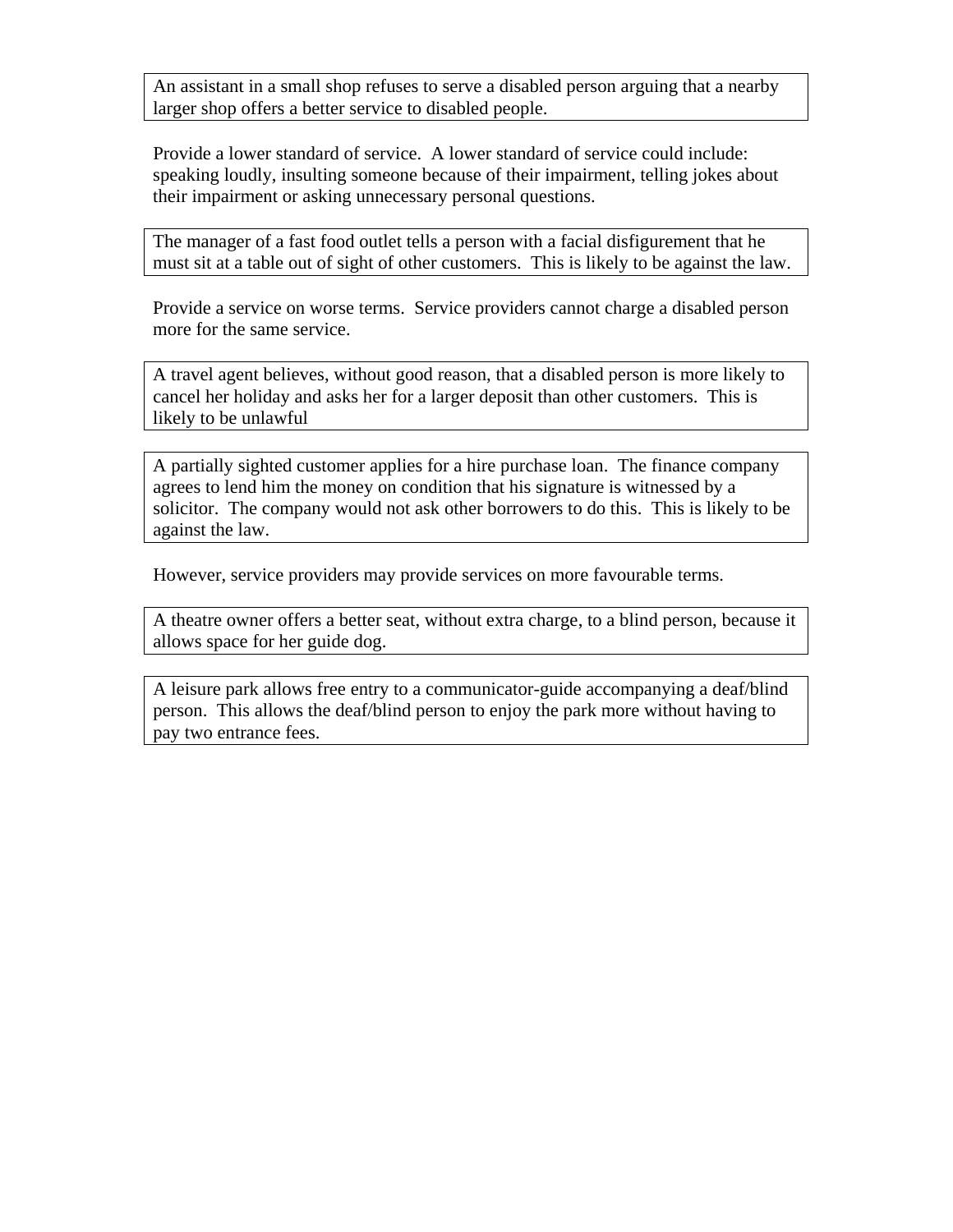> An assistant in a small shop refuses to serve a disabled person arguing that a nearby larger shop offers a better service to disabled people.

Provide a lower standard of service. A lower standard of service could include: speaking loudly, insulting someone because of their impairment, telling jokes about their impairment or asking unnecessary personal questions.

> The manager of a fast food outlet tells a person with a facial disfigurement that he must sit at a table out of sight of other customers. This is likely to be against the law.

Provide a service on worse terms. Service providers cannot charge a disabled person more for the same service.

> A travel agent believes, without good reason, that a disabled person is more likely to cancel her holiday and asks her for a larger deposit than other customers. This is likely to be unlawful

> A partially sighted customer applies for a hire purchase loan. The finance company agrees to lend him the money on condition that his signature is witnessed by a solicitor. The company would not ask other borrowers to do this. This is likely to be against the law.

However, service providers may provide services on more favourable terms.

> A theatre owner offers a better seat, without extra charge, to a blind person, because it allows space for her guide dog.

> A leisure park allows free entry to a communicator-guide accompanying a deaf/blind person. This allows the deaf/blind person to enjoy the park more without having to pay two entrance fees.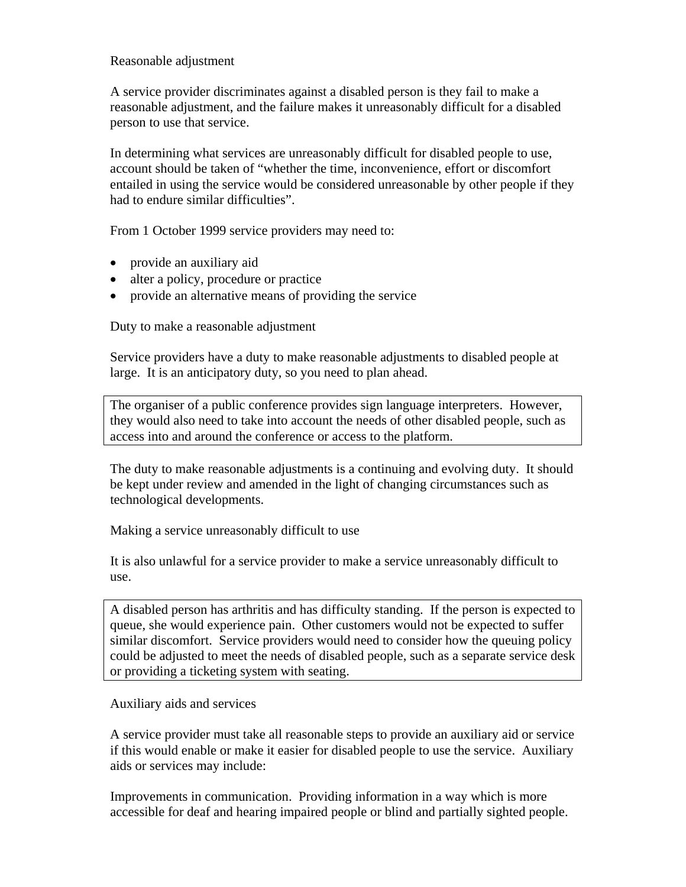## Reasonable adjustment

A service provider discriminates against a disabled person is they fail to make a reasonable adjustment, and the failure makes it unreasonably difficult for a disabled person to use that service.

In determining what services are unreasonably difficult for disabled people to use, account should be taken of "whether the time, inconvenience, effort or discomfort entailed in using the service would be considered unreasonable by other people if they had to endure similar difficulties".

From 1 October 1999 service providers may need to:

- provide an auxiliary aid
- alter a policy, procedure or practice
- provide an alternative means of providing the service

## Duty to make a reasonable adjustment

Service providers have a duty to make reasonable adjustments to disabled people at large. It is an anticipatory duty, so you need to plan ahead.

> The organiser of a public conference provides sign language interpreters. However, they would also need to take into account the needs of other disabled people, such as access into and around the conference or access to the platform.

The duty to make reasonable adjustments is a continuing and evolving duty. It should be kept under review and amended in the light of changing circumstances such as technological developments.

## Making a service unreasonably difficult to use

It is also unlawful for a service provider to make a service unreasonably difficult to use.

> A disabled person has arthritis and has difficulty standing. If the person is expected to queue, she would experience pain. Other customers would not be expected to suffer similar discomfort. Service providers would need to consider how the queuing policy could be adjusted to meet the needs of disabled people, such as a separate service desk or providing a ticketing system with seating.

## Auxiliary aids and services

A service provider must take all reasonable steps to provide an auxiliary aid or service if this would enable or make it easier for disabled people to use the service. Auxiliary aids or services may include:

Improvements in communication. Providing information in a way which is more accessible for deaf and hearing impaired people or blind and partially sighted people.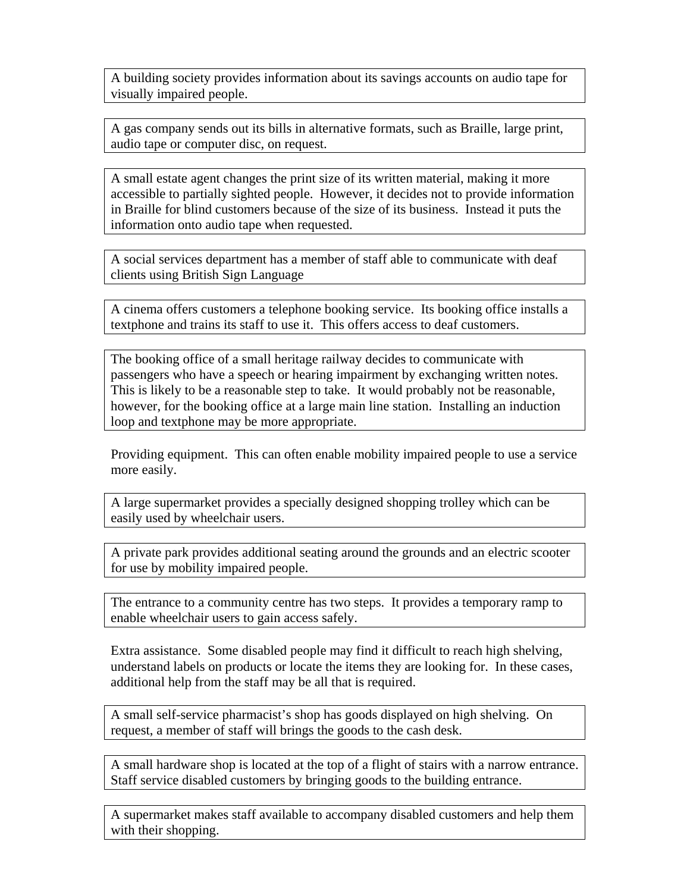A building society provides information about its savings accounts on audio tape for visually impaired people.

A gas company sends out its bills in alternative formats, such as Braille, large print, audio tape or computer disc, on request.

A small estate agent changes the print size of its written material, making it more accessible to partially sighted people. However, it decides not to provide information in Braille for blind customers because of the size of its business. Instead it puts the information onto audio tape when requested.

A social services department has a member of staff able to communicate with deaf clients using British Sign Language

A cinema offers customers a telephone booking service. Its booking office installs a textphone and trains its staff to use it. This offers access to deaf customers.

The booking office of a small heritage railway decides to communicate with passengers who have a speech or hearing impairment by exchanging written notes. This is likely to be a reasonable step to take. It would probably not be reasonable, however, for the booking office at a large main line station. Installing an induction loop and textphone may be more appropriate.

Providing equipment. This can often enable mobility impaired people to use a service more easily.

A large supermarket provides a specially designed shopping trolley which can be easily used by wheelchair users.

A private park provides additional seating around the grounds and an electric scooter for use by mobility impaired people.

The entrance to a community centre has two steps. It provides a temporary ramp to enable wheelchair users to gain access safely.

Extra assistance. Some disabled people may find it difficult to reach high shelving, understand labels on products or locate the items they are looking for. In these cases, additional help from the staff may be all that is required.

A small self-service pharmacist's shop has goods displayed on high shelving. On request, a member of staff will brings the goods to the cash desk.

A small hardware shop is located at the top of a flight of stairs with a narrow entrance. Staff service disabled customers by bringing goods to the building entrance.

A supermarket makes staff available to accompany disabled customers and help them with their shopping.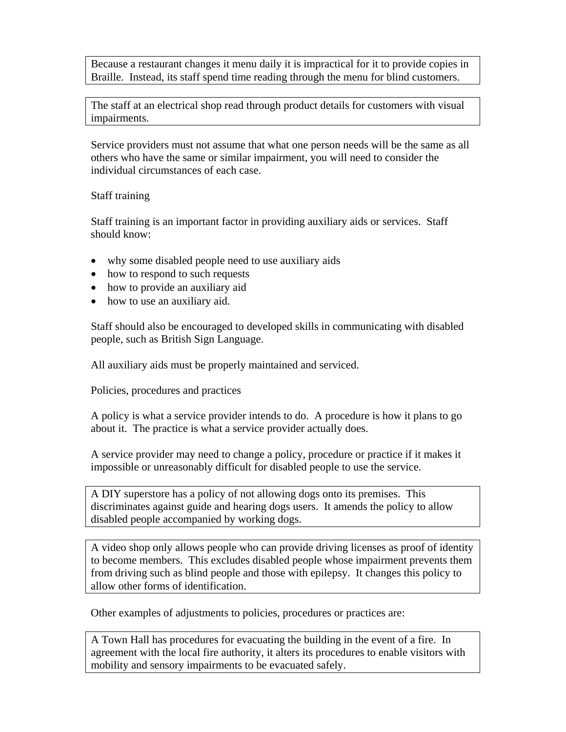> Because a restaurant changes it menu daily it is impractical for it to provide copies in Braille. Instead, its staff spend time reading through the menu for blind customers.

> The staff at an electrical shop read through product details for customers with visual impairments.

Service providers must not assume that what one person needs will be the same as all others who have the same or similar impairment, you will need to consider the individual circumstances of each case.

## Staff training

Staff training is an important factor in providing auxiliary aids or services. Staff should know:

- why some disabled people need to use auxiliary aids
- how to respond to such requests
- how to provide an auxiliary aid
- how to use an auxiliary aid.

Staff should also be encouraged to developed skills in communicating with disabled people, such as British Sign Language.

All auxiliary aids must be properly maintained and serviced.

## Policies, procedures and practices

A policy is what a service provider intends to do. A procedure is how it plans to go about it. The practice is what a service provider actually does.

A service provider may need to change a policy, procedure or practice if it makes it impossible or unreasonably difficult for disabled people to use the service.

> A DIY superstore has a policy of not allowing dogs onto its premises. This discriminates against guide and hearing dogs users. It amends the policy to allow disabled people accompanied by working dogs.

> A video shop only allows people who can provide driving licenses as proof of identity to become members. This excludes disabled people whose impairment prevents them from driving such as blind people and those with epilepsy. It changes this policy to allow other forms of identification.

Other examples of adjustments to policies, procedures or practices are:

> A Town Hall has procedures for evacuating the building in the event of a fire. In agreement with the local fire authority, it alters its procedures to enable visitors with mobility and sensory impairments to be evacuated safely.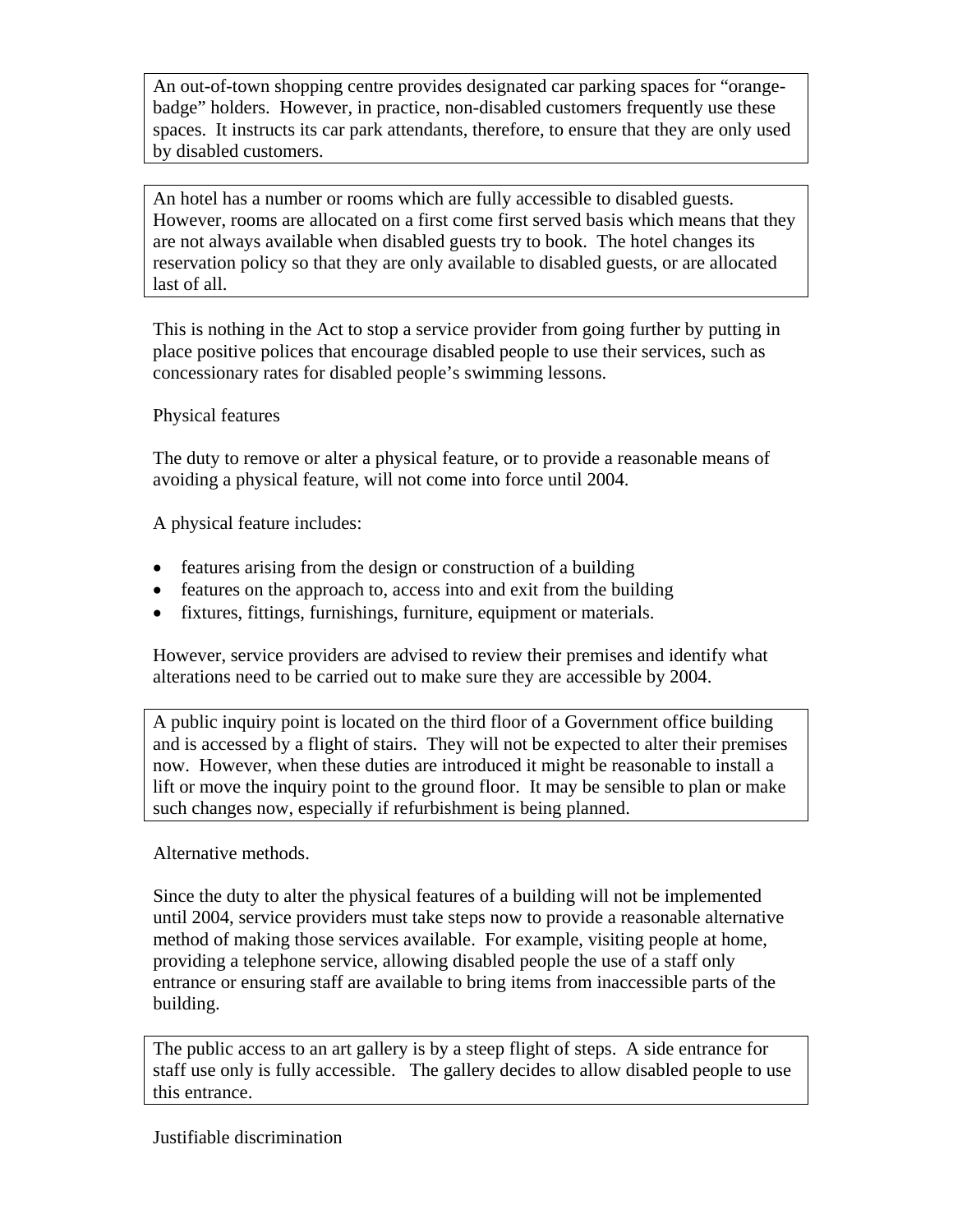> An out-of-town shopping centre provides designated car parking spaces for "orange-badge" holders. However, in practice, non-disabled customers frequently use these spaces. It instructs its car park attendants, therefore, to ensure that they are only used by disabled customers.

> An hotel has a number or rooms which are fully accessible to disabled guests. However, rooms are allocated on a first come first served basis which means that they are not always available when disabled guests try to book. The hotel changes its reservation policy so that they are only available to disabled guests, or are allocated last of all.

This is nothing in the Act to stop a service provider from going further by putting in place positive polices that encourage disabled people to use their services, such as concessionary rates for disabled people's swimming lessons.

Physical features

The duty to remove or alter a physical feature, or to provide a reasonable means of avoiding a physical feature, will not come into force until 2004.

A physical feature includes:

- features arising from the design or construction of a building
- features on the approach to, access into and exit from the building
- fixtures, fittings, furnishings, furniture, equipment or materials.

However, service providers are advised to review their premises and identify what alterations need to be carried out to make sure they are accessible by 2004.

> A public inquiry point is located on the third floor of a Government office building and is accessed by a flight of stairs. They will not be expected to alter their premises now. However, when these duties are introduced it might be reasonable to install a lift or move the inquiry point to the ground floor. It may be sensible to plan or make such changes now, especially if refurbishment is being planned.

Alternative methods.

Since the duty to alter the physical features of a building will not be implemented until 2004, service providers must take steps now to provide a reasonable alternative method of making those services available. For example, visiting people at home, providing a telephone service, allowing disabled people the use of a staff only entrance or ensuring staff are available to bring items from inaccessible parts of the building.

> The public access to an art gallery is by a steep flight of steps. A side entrance for staff use only is fully accessible. The gallery decides to allow disabled people to use this entrance.

Justifiable discrimination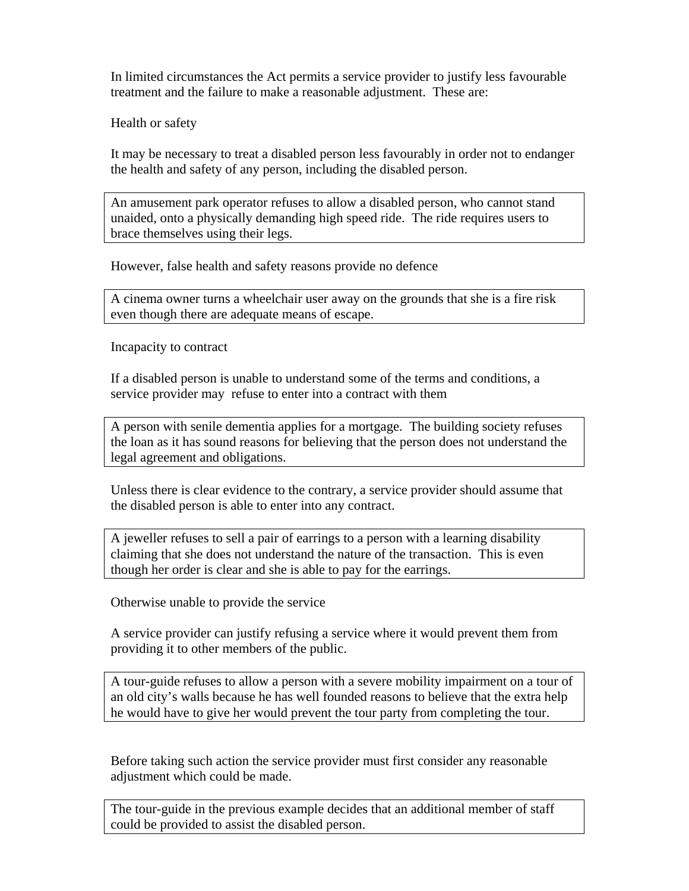In limited circumstances the Act permits a service provider to justify less favourable treatment and the failure to make a reasonable adjustment. These are:

Health or safety

It may be necessary to treat a disabled person less favourably in order not to endanger the health and safety of any person, including the disabled person.

> An amusement park operator refuses to allow a disabled person, who cannot stand unaided, onto a physically demanding high speed ride. The ride requires users to brace themselves using their legs.

However, false health and safety reasons provide no defence

> A cinema owner turns a wheelchair user away on the grounds that she is a fire risk even though there are adequate means of escape.

Incapacity to contract

If a disabled person is unable to understand some of the terms and conditions, a service provider may refuse to enter into a contract with them

> A person with senile dementia applies for a mortgage. The building society refuses the loan as it has sound reasons for believing that the person does not understand the legal agreement and obligations.

Unless there is clear evidence to the contrary, a service provider should assume that the disabled person is able to enter into any contract.

> A jeweller refuses to sell a pair of earrings to a person with a learning disability claiming that she does not understand the nature of the transaction. This is even though her order is clear and she is able to pay for the earrings.

Otherwise unable to provide the service

A service provider can justify refusing a service where it would prevent them from providing it to other members of the public.

> A tour-guide refuses to allow a person with a severe mobility impairment on a tour of an old city's walls because he has well founded reasons to believe that the extra help he would have to give her would prevent the tour party from completing the tour.

Before taking such action the service provider must first consider any reasonable adjustment which could be made.

> The tour-guide in the previous example decides that an additional member of staff could be provided to assist the disabled person.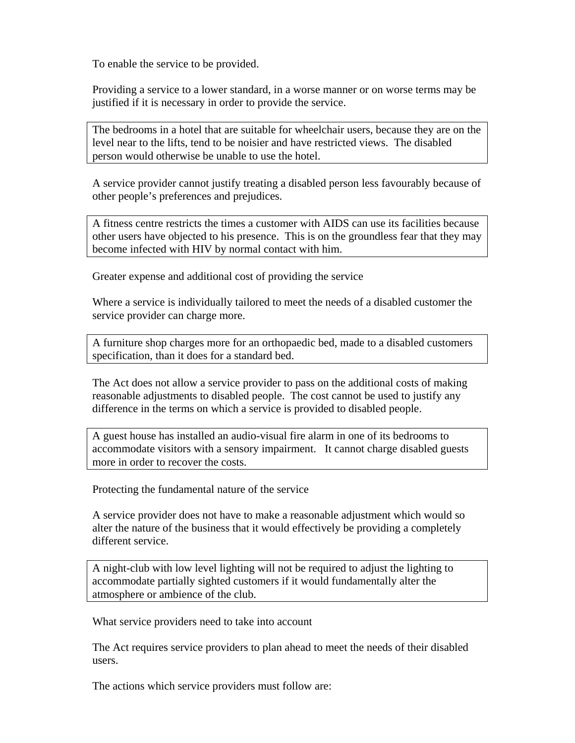To enable the service to be provided.

Providing a service to a lower standard, in a worse manner or on worse terms may be justified if it is necessary in order to provide the service.

> The bedrooms in a hotel that are suitable for wheelchair users, because they are on the level near to the lifts, tend to be noisier and have restricted views. The disabled person would otherwise be unable to use the hotel.

A service provider cannot justify treating a disabled person less favourably because of other people's preferences and prejudices.

> A fitness centre restricts the times a customer with AIDS can use its facilities because other users have objected to his presence. This is on the groundless fear that they may become infected with HIV by normal contact with him.

Greater expense and additional cost of providing the service

Where a service is individually tailored to meet the needs of a disabled customer the service provider can charge more.

> A furniture shop charges more for an orthopaedic bed, made to a disabled customers specification, than it does for a standard bed.

The Act does not allow a service provider to pass on the additional costs of making reasonable adjustments to disabled people. The cost cannot be used to justify any difference in the terms on which a service is provided to disabled people.

> A guest house has installed an audio-visual fire alarm in one of its bedrooms to accommodate visitors with a sensory impairment. It cannot charge disabled guests more in order to recover the costs.

Protecting the fundamental nature of the service

A service provider does not have to make a reasonable adjustment which would so alter the nature of the business that it would effectively be providing a completely different service.

> A night-club with low level lighting will not be required to adjust the lighting to accommodate partially sighted customers if it would fundamentally alter the atmosphere or ambience of the club.

What service providers need to take into account

The Act requires service providers to plan ahead to meet the needs of their disabled users.

The actions which service providers must follow are: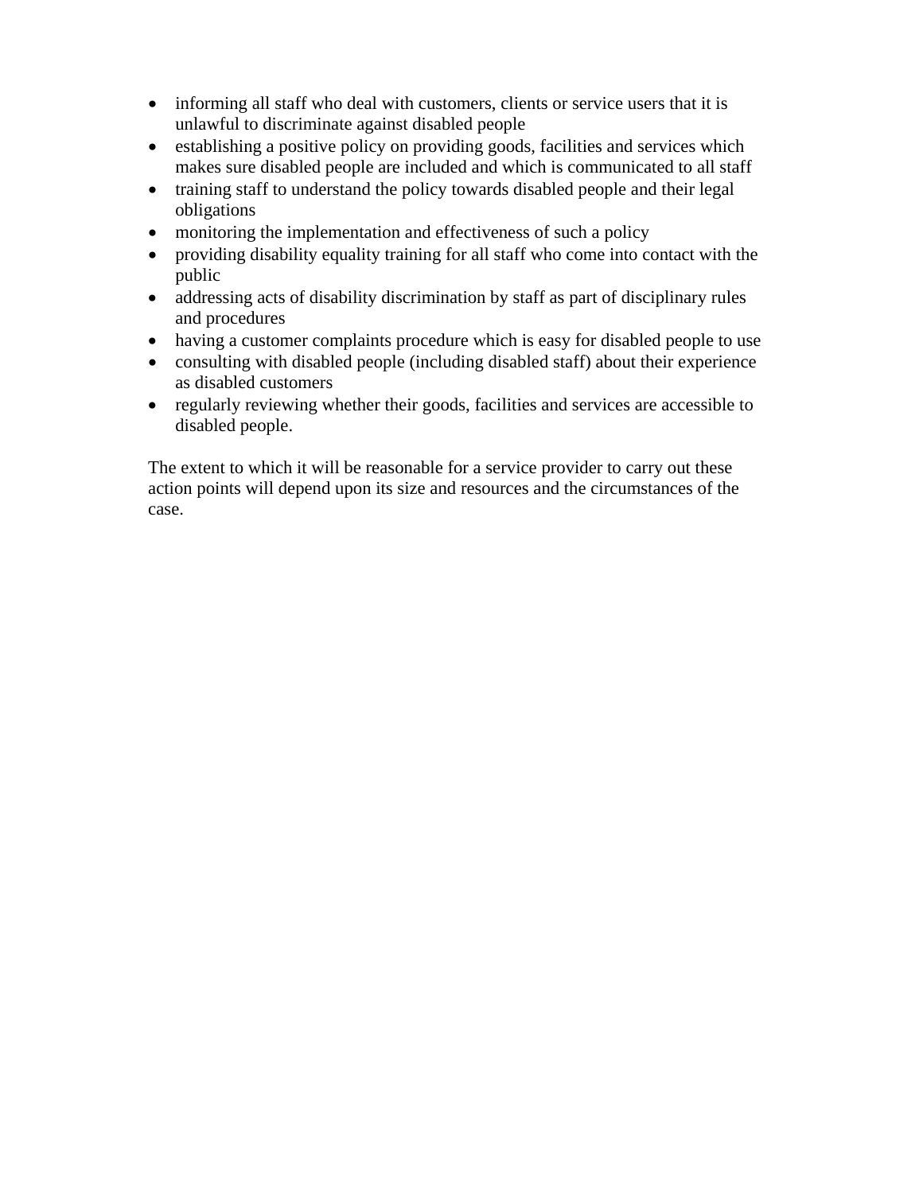- informing all staff who deal with customers, clients or service users that it is unlawful to discriminate against disabled people
- establishing a positive policy on providing goods, facilities and services which makes sure disabled people are included and which is communicated to all staff
- training staff to understand the policy towards disabled people and their legal obligations
- monitoring the implementation and effectiveness of such a policy
- providing disability equality training for all staff who come into contact with the public
- addressing acts of disability discrimination by staff as part of disciplinary rules and procedures
- having a customer complaints procedure which is easy for disabled people to use
- consulting with disabled people (including disabled staff) about their experience as disabled customers
- regularly reviewing whether their goods, facilities and services are accessible to disabled people.

The extent to which it will be reasonable for a service provider to carry out these action points will depend upon its size and resources and the circumstances of the case.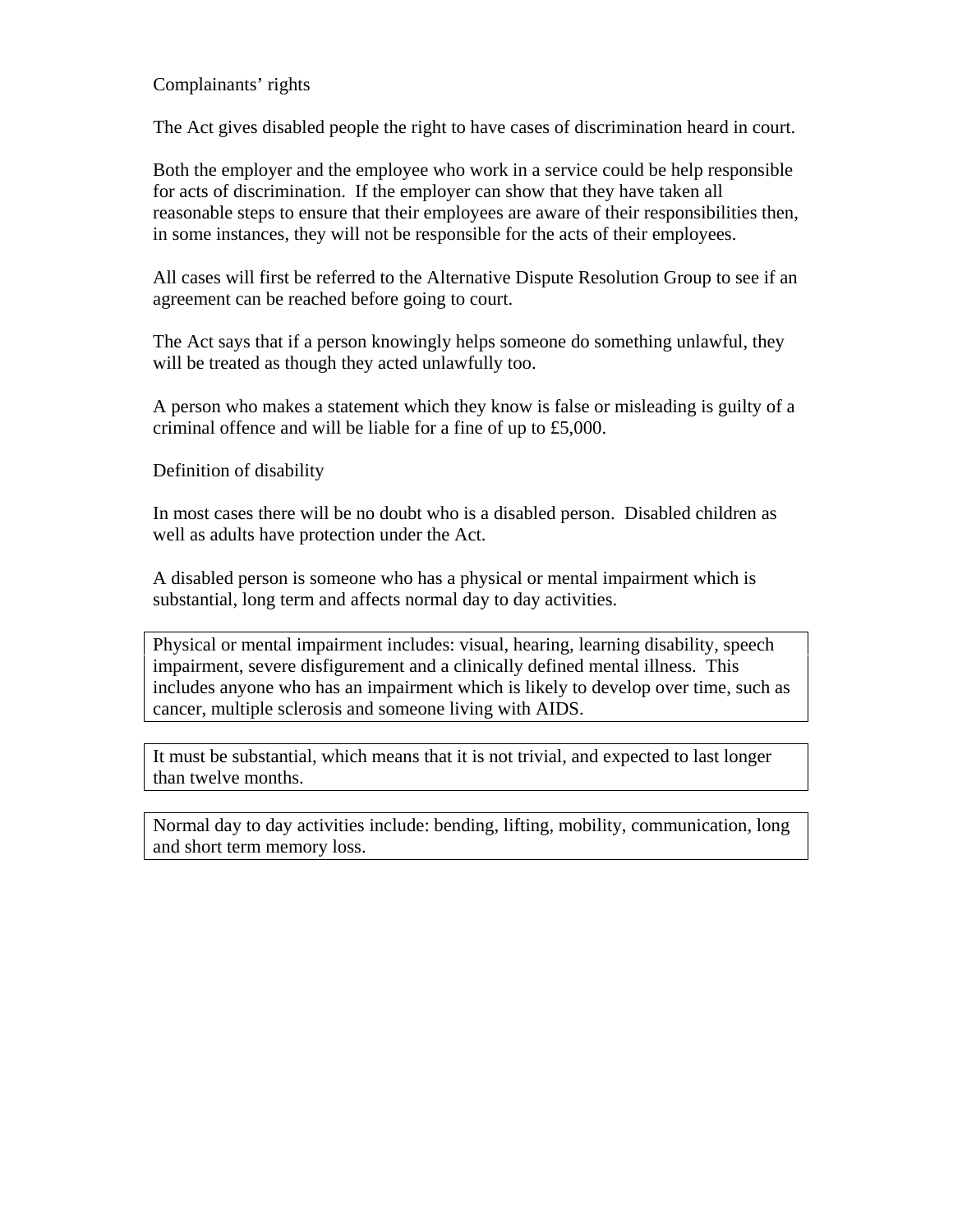## Complainants' rights

The Act gives disabled people the right to have cases of discrimination heard in court.

Both the employer and the employee who work in a service could be help responsible for acts of discrimination. If the employer can show that they have taken all reasonable steps to ensure that their employees are aware of their responsibilities then, in some instances, they will not be responsible for the acts of their employees.

All cases will first be referred to the Alternative Dispute Resolution Group to see if an agreement can be reached before going to court.

The Act says that if a person knowingly helps someone do something unlawful, they will be treated as though they acted unlawfully too.

A person who makes a statement which they know is false or misleading is guilty of a criminal offence and will be liable for a fine of up to £5,000.

## Definition of disability

In most cases there will be no doubt who is a disabled person. Disabled children as well as adults have protection under the Act.

A disabled person is someone who has a physical or mental impairment which is substantial, long term and affects normal day to day activities.

Physical or mental impairment includes: visual, hearing, learning disability, speech impairment, severe disfigurement and a clinically defined mental illness. This includes anyone who has an impairment which is likely to develop over time, such as cancer, multiple sclerosis and someone living with AIDS.

It must be substantial, which means that it is not trivial, and expected to last longer than twelve months.

Normal day to day activities include: bending, lifting, mobility, communication, long and short term memory loss.